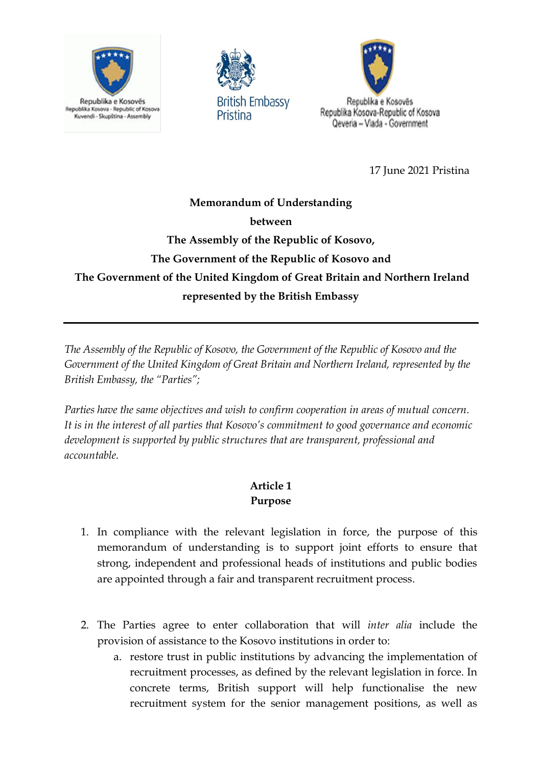Republika e Kosovës
Republika Kosova - Republic of Kosova
Kuvendi - Skupština - Assembly

British Embassy
Pristina

Republika e Kosovës
Republika Kosova-Republic of Kosova
Qeveria – Vlada - Government

17 June 2021 Pristina

**Memorandum of Understanding**

**between**

**The Assembly of the Republic of Kosovo,**

**The Government of the Republic of Kosovo and**

**The Government of the United Kingdom of Great Britain and Northern Ireland**

**represented by the British Embassy**

---

*The Assembly of the Republic of Kosovo, the Government of the Republic of Kosovo and the Government of the United Kingdom of Great Britain and Northern Ireland, represented by the British Embassy, the "Parties";*

*Parties have the same objectives and wish to confirm cooperation in areas of mutual concern. It is in the interest of all parties that Kosovo's commitment to good governance and economic development is supported by public structures that are transparent, professional and accountable.*

## Article 1
## Purpose

1. In compliance with the relevant legislation in force, the purpose of this memorandum of understanding is to support joint efforts to ensure that strong, independent and professional heads of institutions and public bodies are appointed through a fair and transparent recruitment process.

2. The Parties agree to enter collaboration that will *inter alia* include the provision of assistance to the Kosovo institutions in order to:
   a. restore trust in public institutions by advancing the implementation of recruitment processes, as defined by the relevant legislation in force. In concrete terms, British support will help functionalise the new recruitment system for the senior management positions, as well as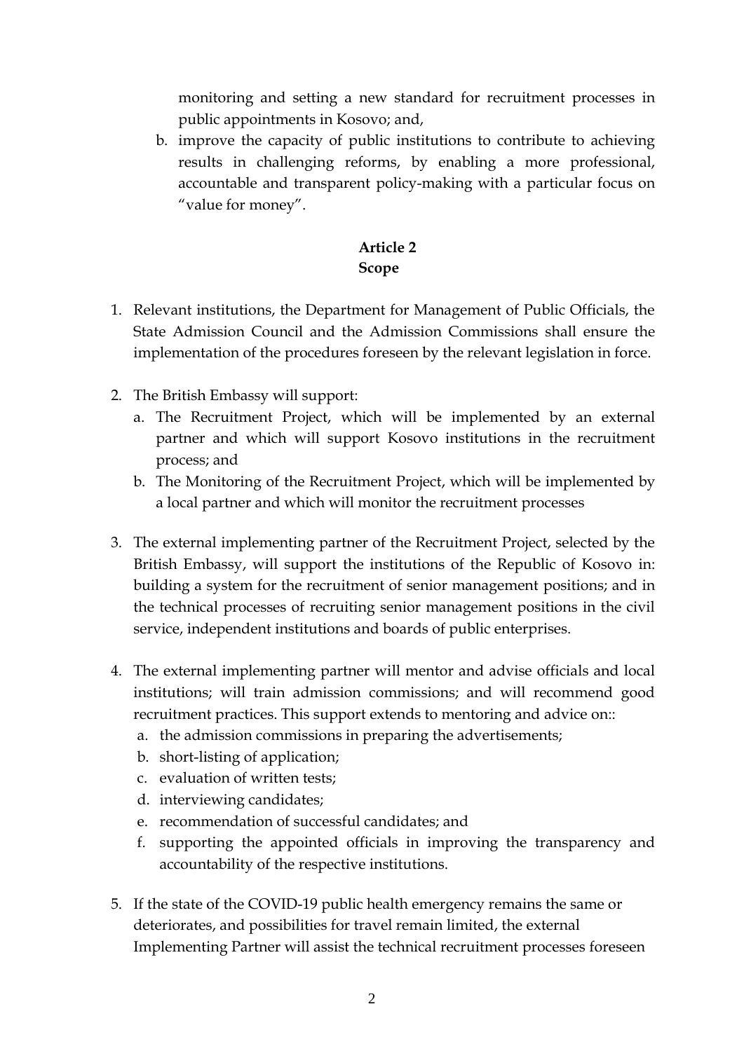monitoring and setting a new standard for recruitment processes in public appointments in Kosovo; and,

b. improve the capacity of public institutions to contribute to achieving results in challenging reforms, by enabling a more professional, accountable and transparent policy-making with a particular focus on "value for money".

**Article 2**
**Scope**

1. Relevant institutions, the Department for Management of Public Officials, the State Admission Council and the Admission Commissions shall ensure the implementation of the procedures foreseen by the relevant legislation in force.

2. The British Embassy will support:
   a. The Recruitment Project, which will be implemented by an external partner and which will support Kosovo institutions in the recruitment process; and
   b. The Monitoring of the Recruitment Project, which will be implemented by a local partner and which will monitor the recruitment processes

3. The external implementing partner of the Recruitment Project, selected by the British Embassy, will support the institutions of the Republic of Kosovo in: building a system for the recruitment of senior management positions; and in the technical processes of recruiting senior management positions in the civil service, independent institutions and boards of public enterprises.

4. The external implementing partner will mentor and advise officials and local institutions; will train admission commissions; and will recommend good recruitment practices. This support extends to mentoring and advice on::
   a. the admission commissions in preparing the advertisements;
   b. short-listing of application;
   c. evaluation of written tests;
   d. interviewing candidates;
   e. recommendation of successful candidates; and
   f. supporting the appointed officials in improving the transparency and accountability of the respective institutions.

5. If the state of the COVID-19 public health emergency remains the same or deteriorates, and possibilities for travel remain limited, the external Implementing Partner will assist the technical recruitment processes foreseen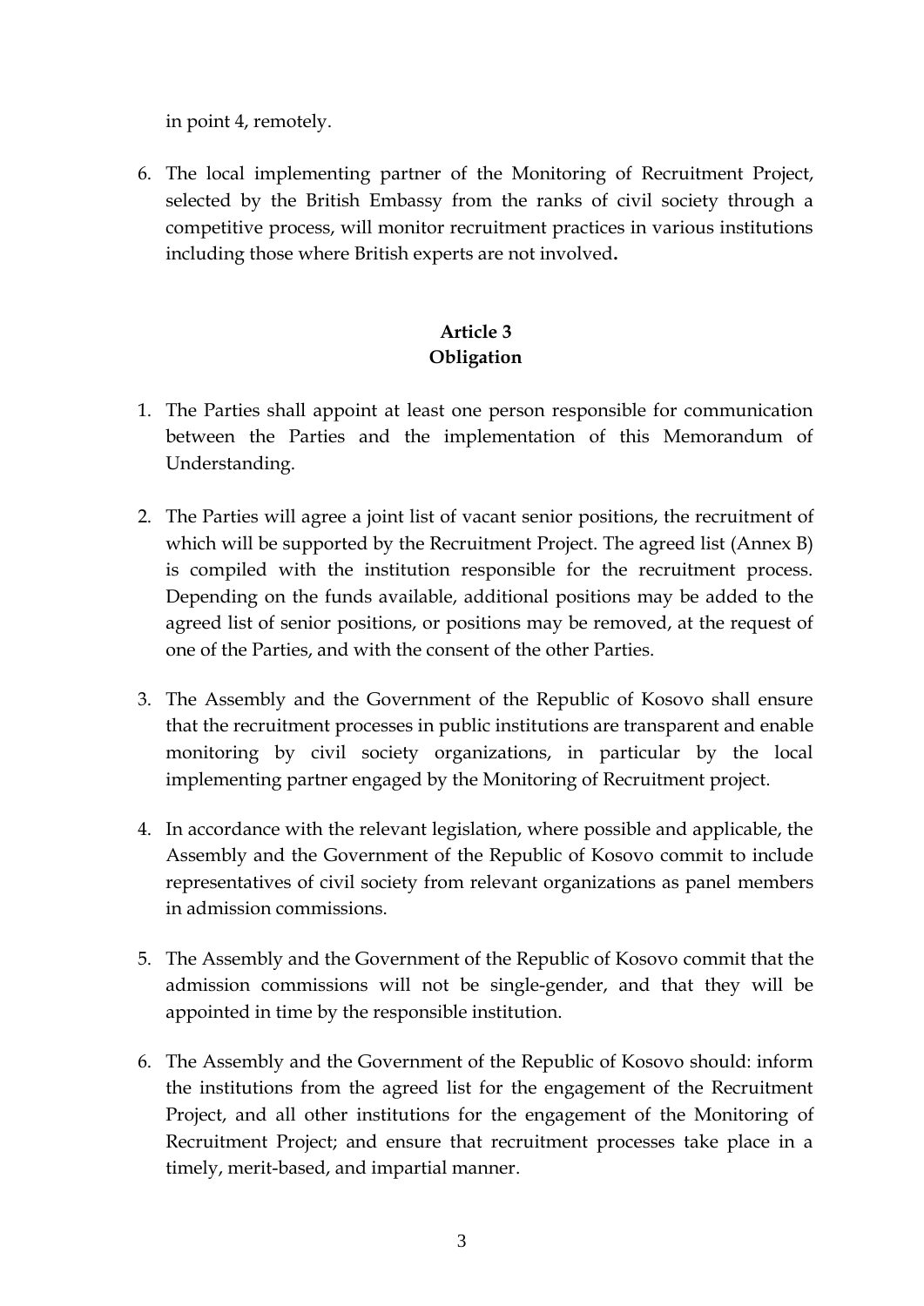in point 4, remotely.

6. The local implementing partner of the Monitoring of Recruitment Project, selected by the British Embassy from the ranks of civil society through a competitive process, will monitor recruitment practices in various institutions including those where British experts are not involved**.**

**Article 3**
**Obligation**

1. The Parties shall appoint at least one person responsible for communication between the Parties and the implementation of this Memorandum of Understanding.

2. The Parties will agree a joint list of vacant senior positions, the recruitment of which will be supported by the Recruitment Project. The agreed list (Annex B) is compiled with the institution responsible for the recruitment process. Depending on the funds available, additional positions may be added to the agreed list of senior positions, or positions may be removed, at the request of one of the Parties, and with the consent of the other Parties.

3. The Assembly and the Government of the Republic of Kosovo shall ensure that the recruitment processes in public institutions are transparent and enable monitoring by civil society organizations, in particular by the local implementing partner engaged by the Monitoring of Recruitment project.

4. In accordance with the relevant legislation, where possible and applicable, the Assembly and the Government of the Republic of Kosovo commit to include representatives of civil society from relevant organizations as panel members in admission commissions.

5. The Assembly and the Government of the Republic of Kosovo commit that the admission commissions will not be single-gender, and that they will be appointed in time by the responsible institution.

6. The Assembly and the Government of the Republic of Kosovo should: inform the institutions from the agreed list for the engagement of the Recruitment Project, and all other institutions for the engagement of the Monitoring of Recruitment Project; and ensure that recruitment processes take place in a timely, merit-based, and impartial manner.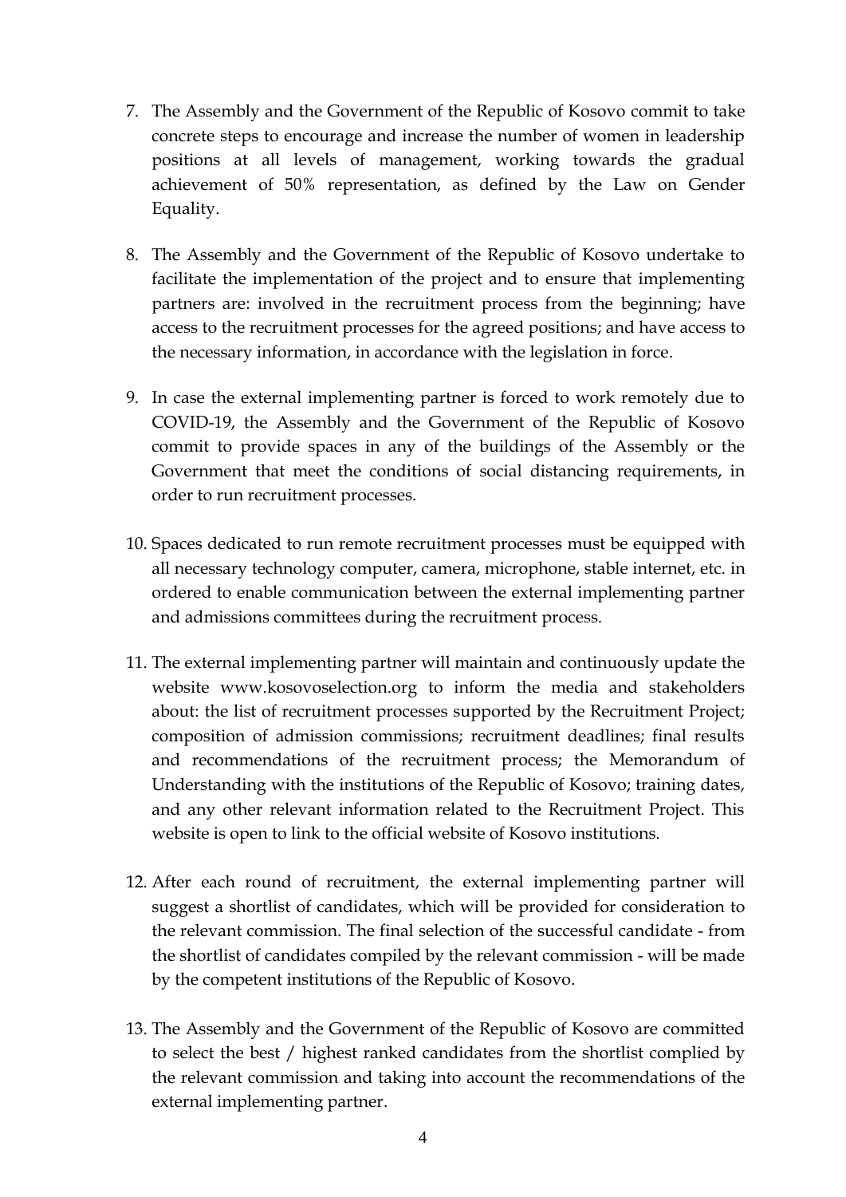7. The Assembly and the Government of the Republic of Kosovo commit to take concrete steps to encourage and increase the number of women in leadership positions at all levels of management, working towards the gradual achievement of 50% representation, as defined by the Law on Gender Equality.

8. The Assembly and the Government of the Republic of Kosovo undertake to facilitate the implementation of the project and to ensure that implementing partners are: involved in the recruitment process from the beginning; have access to the recruitment processes for the agreed positions; and have access to the necessary information, in accordance with the legislation in force.

9. In case the external implementing partner is forced to work remotely due to COVID-19, the Assembly and the Government of the Republic of Kosovo commit to provide spaces in any of the buildings of the Assembly or the Government that meet the conditions of social distancing requirements, in order to run recruitment processes.

10. Spaces dedicated to run remote recruitment processes must be equipped with all necessary technology computer, camera, microphone, stable internet, etc. in ordered to enable communication between the external implementing partner and admissions committees during the recruitment process.

11. The external implementing partner will maintain and continuously update the website www.kosovoselection.org to inform the media and stakeholders about: the list of recruitment processes supported by the Recruitment Project; composition of admission commissions; recruitment deadlines; final results and recommendations of the recruitment process; the Memorandum of Understanding with the institutions of the Republic of Kosovo; training dates, and any other relevant information related to the Recruitment Project. This website is open to link to the official website of Kosovo institutions.

12. After each round of recruitment, the external implementing partner will suggest a shortlist of candidates, which will be provided for consideration to the relevant commission. The final selection of the successful candidate - from the shortlist of candidates compiled by the relevant commission - will be made by the competent institutions of the Republic of Kosovo.

13. The Assembly and the Government of the Republic of Kosovo are committed to select the best / highest ranked candidates from the shortlist complied by the relevant commission and taking into account the recommendations of the external implementing partner.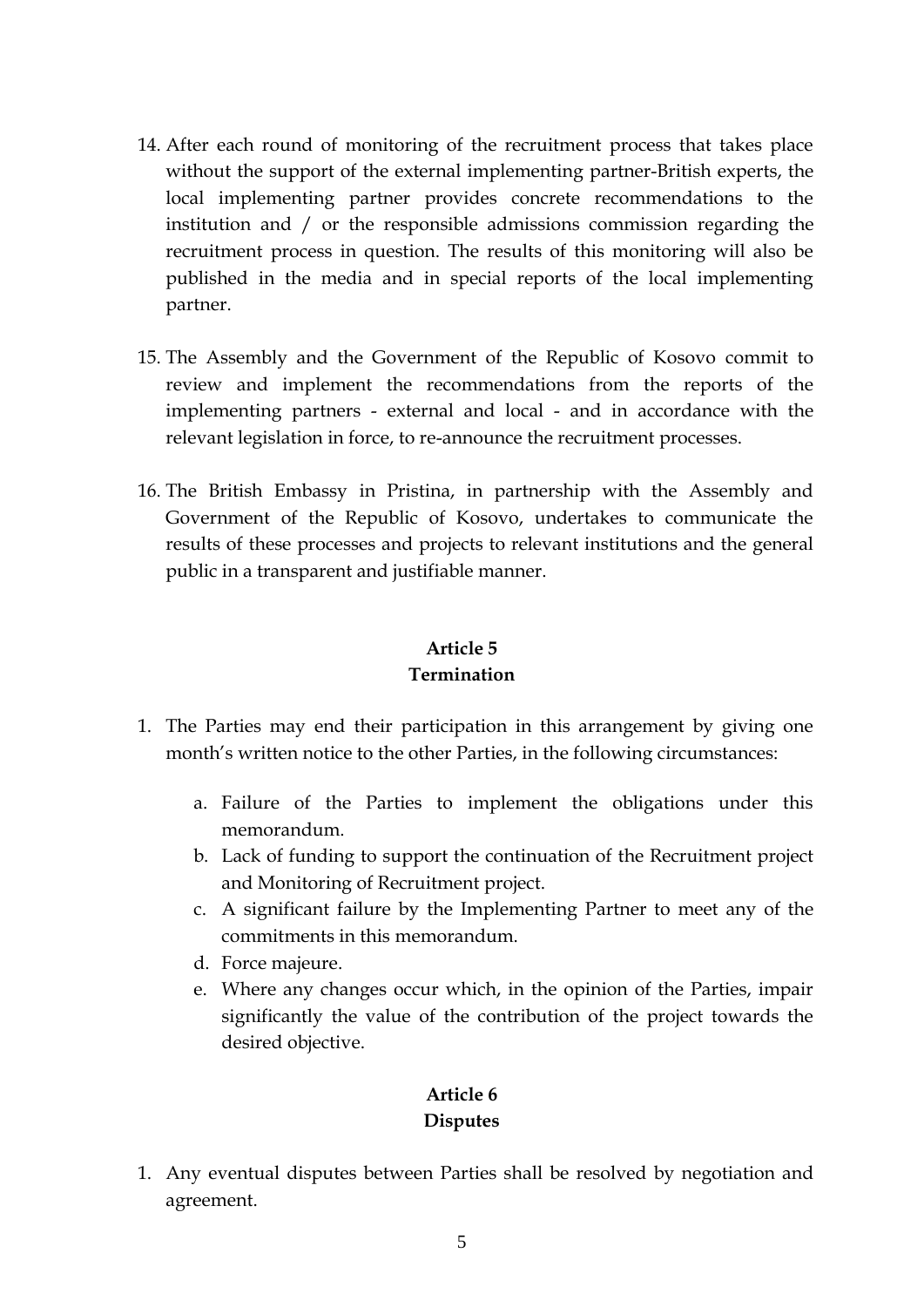14. After each round of monitoring of the recruitment process that takes place without the support of the external implementing partner-British experts, the local implementing partner provides concrete recommendations to the institution and / or the responsible admissions commission regarding the recruitment process in question. The results of this monitoring will also be published in the media and in special reports of the local implementing partner.

15. The Assembly and the Government of the Republic of Kosovo commit to review and implement the recommendations from the reports of the implementing partners - external and local - and in accordance with the relevant legislation in force, to re-announce the recruitment processes.

16. The British Embassy in Pristina, in partnership with the Assembly and Government of the Republic of Kosovo, undertakes to communicate the results of these processes and projects to relevant institutions and the general public in a transparent and justifiable manner.

**Article 5**
**Termination**

1. The Parties may end their participation in this arrangement by giving one month's written notice to the other Parties, in the following circumstances:

    a. Failure of the Parties to implement the obligations under this memorandum.
    b. Lack of funding to support the continuation of the Recruitment project and Monitoring of Recruitment project.
    c. A significant failure by the Implementing Partner to meet any of the commitments in this memorandum.
    d. Force majeure.
    e. Where any changes occur which, in the opinion of the Parties, impair significantly the value of the contribution of the project towards the desired objective.

**Article 6**
**Disputes**

1. Any eventual disputes between Parties shall be resolved by negotiation and agreement.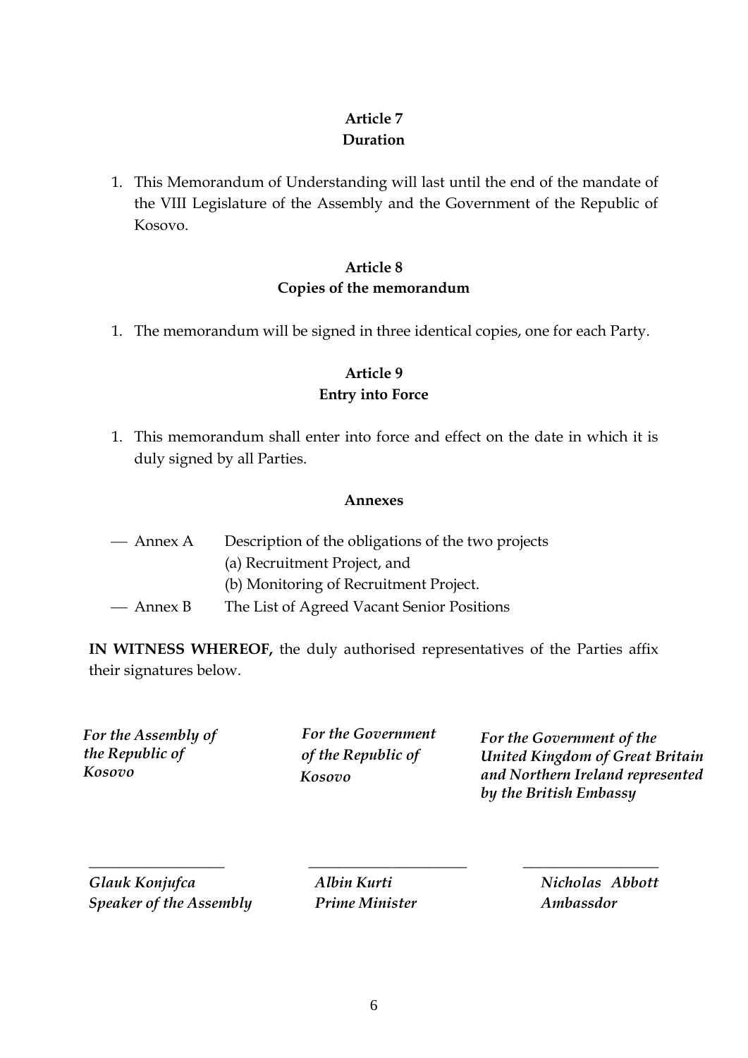**Article 7**
**Duration**

1. This Memorandum of Understanding will last until the end of the mandate of the VIII Legislature of the Assembly and the Government of the Republic of Kosovo.

**Article 8**
**Copies of the memorandum**

1. The memorandum will be signed in three identical copies, one for each Party.

**Article 9**
**Entry into Force**

1. This memorandum shall enter into force and effect on the date in which it is duly signed by all Parties.

**Annexes**

— Annex A Description of the obligations of the two projects
(a) Recruitment Project, and
(b) Monitoring of Recruitment Project.

— Annex B The List of Agreed Vacant Senior Positions

**IN WITNESS WHEREOF,** the duly authorised representatives of the Parties affix their signatures below.

| | | |
|---|---|---|
| ***For the Assembly of the Republic of Kosovo*** | ***For the Government of the Republic of Kosovo*** | ***For the Government of the United Kingdom of Great Britain and Northern Ireland represented by the British Embassy*** |
| ___________________ | ______________________ | ___________________ |
| ***Glauk Konjufca*** | ***Albin Kurti*** | ***Nicholas Abbott*** |
| ***Speaker of the Assembly*** | ***Prime Minister*** | ***Ambassdor*** |